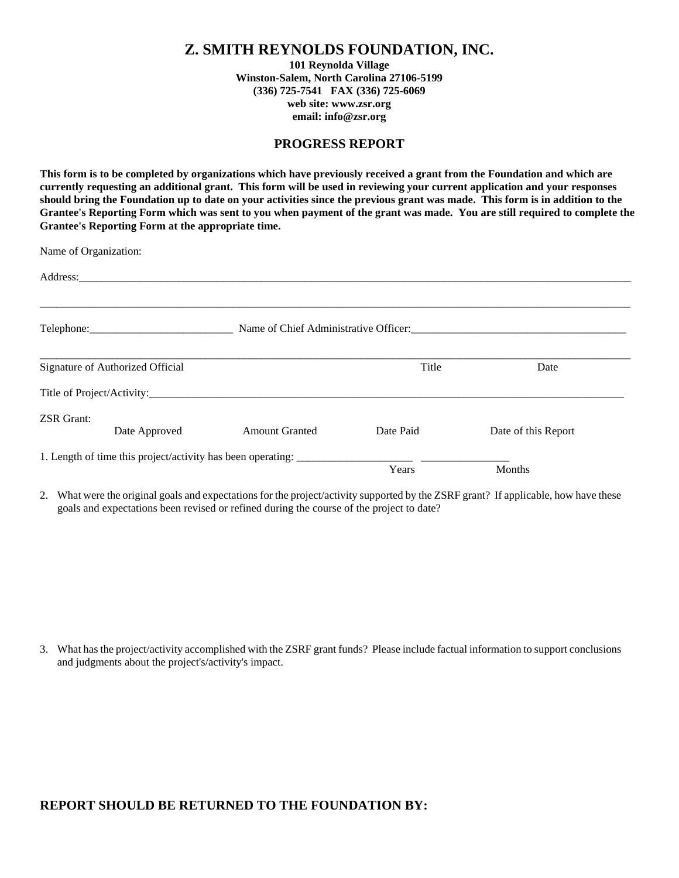# Z. SMITH REYNOLDS FOUNDATION, INC.

**101 Reynolda Village**
**Winston-Salem, North Carolina 27106-5199**
**(336) 725-7541   FAX (336) 725-6069**
**web site: www.zsr.org**
**email: info@zsr.org**

## PROGRESS REPORT

**This form is to be completed by organizations which have previously received a grant from the Foundation and which are currently requesting an additional grant. This form will be used in reviewing your current application and your responses should bring the Foundation up to date on your activities since the previous grant was made. This form is in addition to the Grantee's Reporting Form which was sent to you when payment of the grant was made. You are still required to complete the Grantee's Reporting Form at the appropriate time.**

Name of Organization:

Address:_______________________________________________________________________________

_______________________________________________________________________________________

Telephone:__________________________ Name of Chief Administrative Officer:________________________________________

_______________________________________________________________________________________

Signature of Authorized Official                                        Title                    Date

Title of Project/Activity:_______________________________________________________________________

ZSR Grant:

| Date Approved | Amount Granted | Date Paid | Date of this Report |
|---|---|---|---|
| | | | |

1. Length of time this project/activity has been operating: _____________________ Years ________________ Months

2. What were the original goals and expectations for the project/activity supported by the ZSRF grant? If applicable, how have these goals and expectations been revised or refined during the course of the project to date?

3. What has the project/activity accomplished with the ZSRF grant funds? Please include factual information to support conclusions and judgments about the project's/activity's impact.

## REPORT SHOULD BE RETURNED TO THE FOUNDATION BY: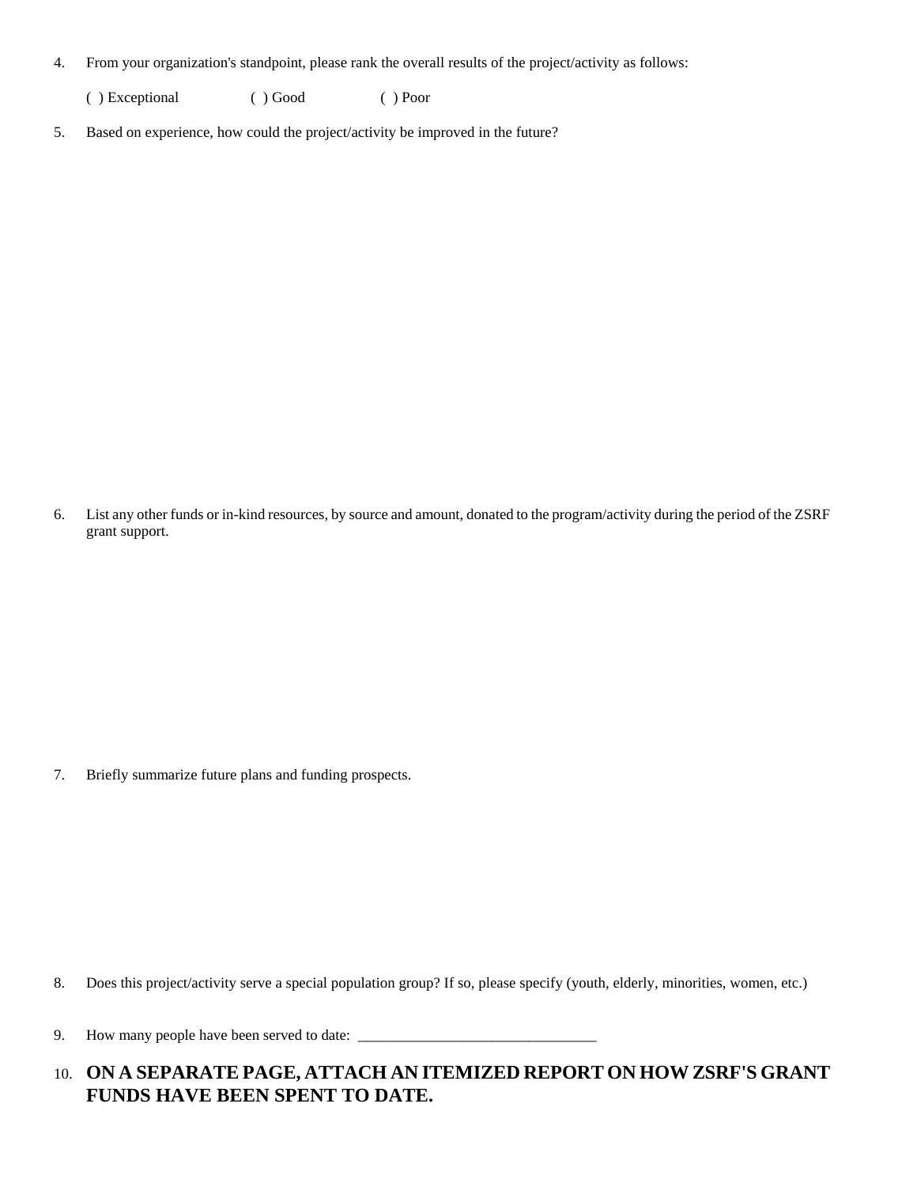4. From your organization's standpoint, please rank the overall results of the project/activity as follows:

   ( ) Exceptional ( ) Good ( ) Poor

5. Based on experience, how could the project/activity be improved in the future?

6. List any other funds or in-kind resources, by source and amount, donated to the program/activity during the period of the ZSRF grant support.

7. Briefly summarize future plans and funding prospects.

8. Does this project/activity serve a special population group? If so, please specify (youth, elderly, minorities, women, etc.)

9. How many people have been served to date: _______________________________

10. **ON A SEPARATE PAGE, ATTACH AN ITEMIZED REPORT ON HOW ZSRF'S GRANT FUNDS HAVE BEEN SPENT TO DATE.**